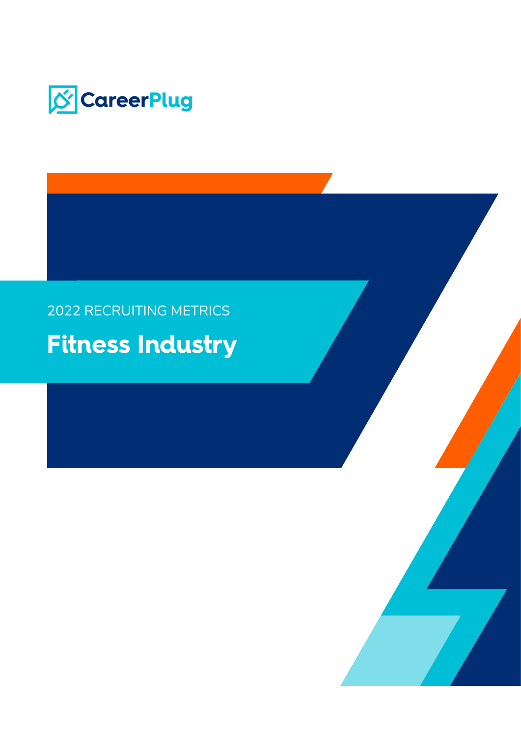CareerPlug

2022 RECRUITING METRICS

# Fitness Industry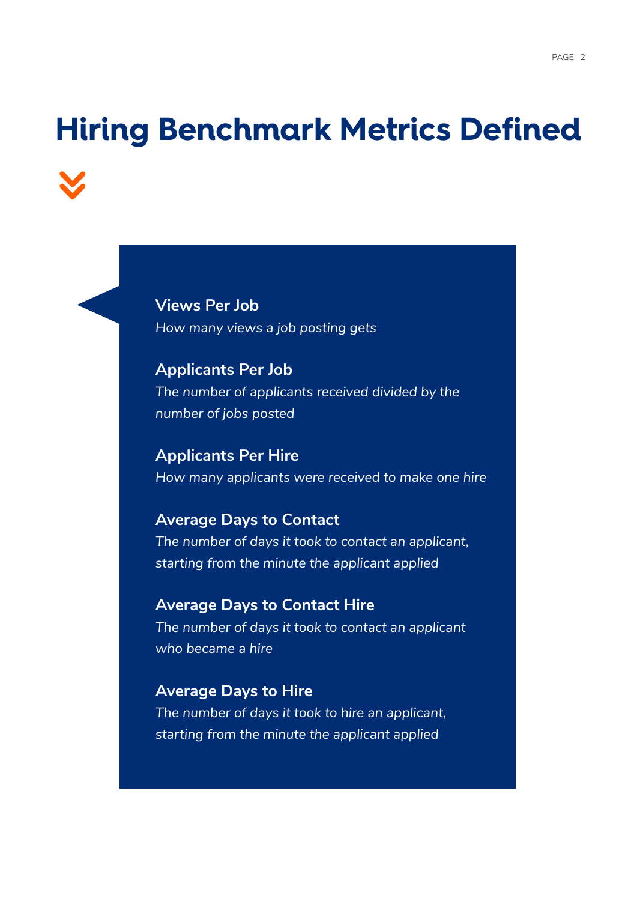# Hiring Benchmark Metrics Defined

**Views Per Job**
*How many views a job posting gets*

**Applicants Per Job**
*The number of applicants received divided by the number of jobs posted*

**Applicants Per Hire**
*How many applicants were received to make one hire*

**Average Days to Contact**
*The number of days it took to contact an applicant, starting from the minute the applicant applied*

**Average Days to Contact Hire**
*The number of days it took to contact an applicant who became a hire*

**Average Days to Hire**
*The number of days it took to hire an applicant, starting from the minute the applicant applied*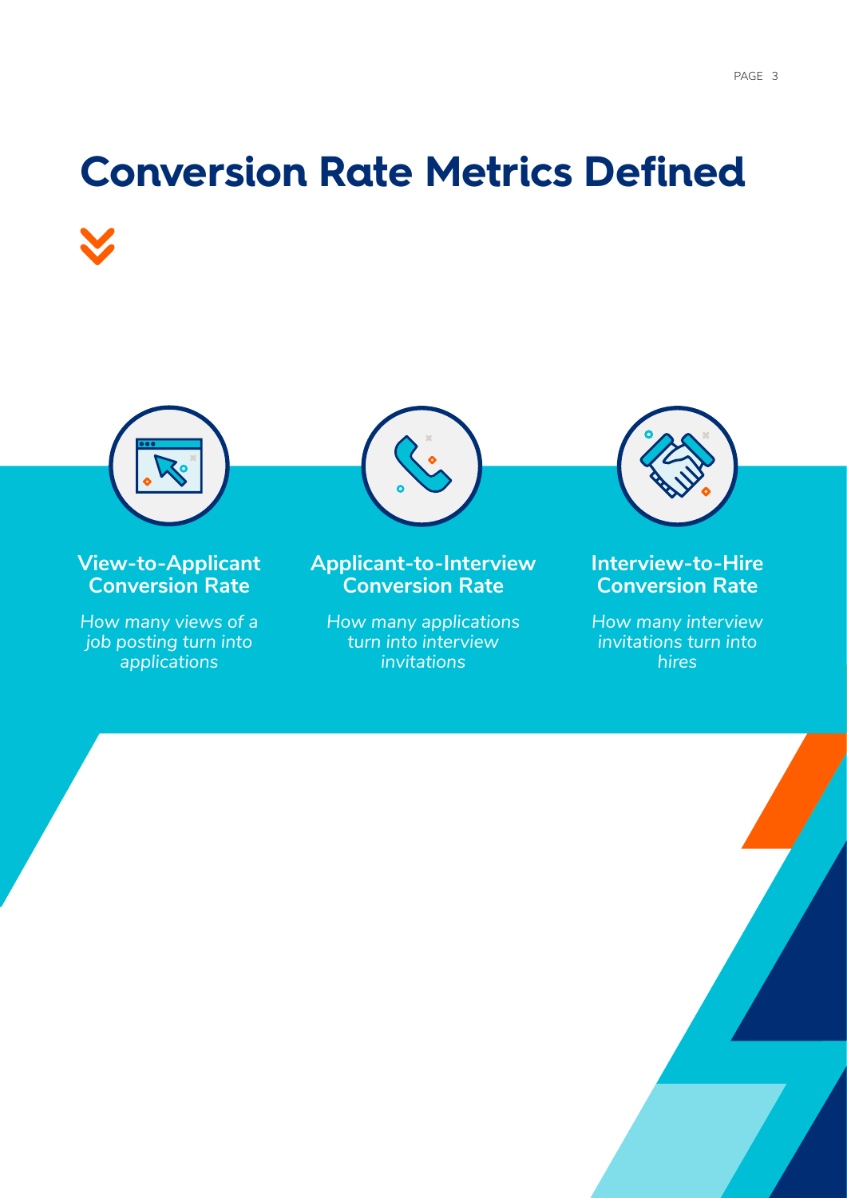# Conversion Rate Metrics Defined

### View-to-Applicant Conversion Rate

*How many views of a job posting turn into applications*

### Applicant-to-Interview Conversion Rate

*How many applications turn into interview invitations*

### Interview-to-Hire Conversion Rate

*How many interview invitations turn into hires*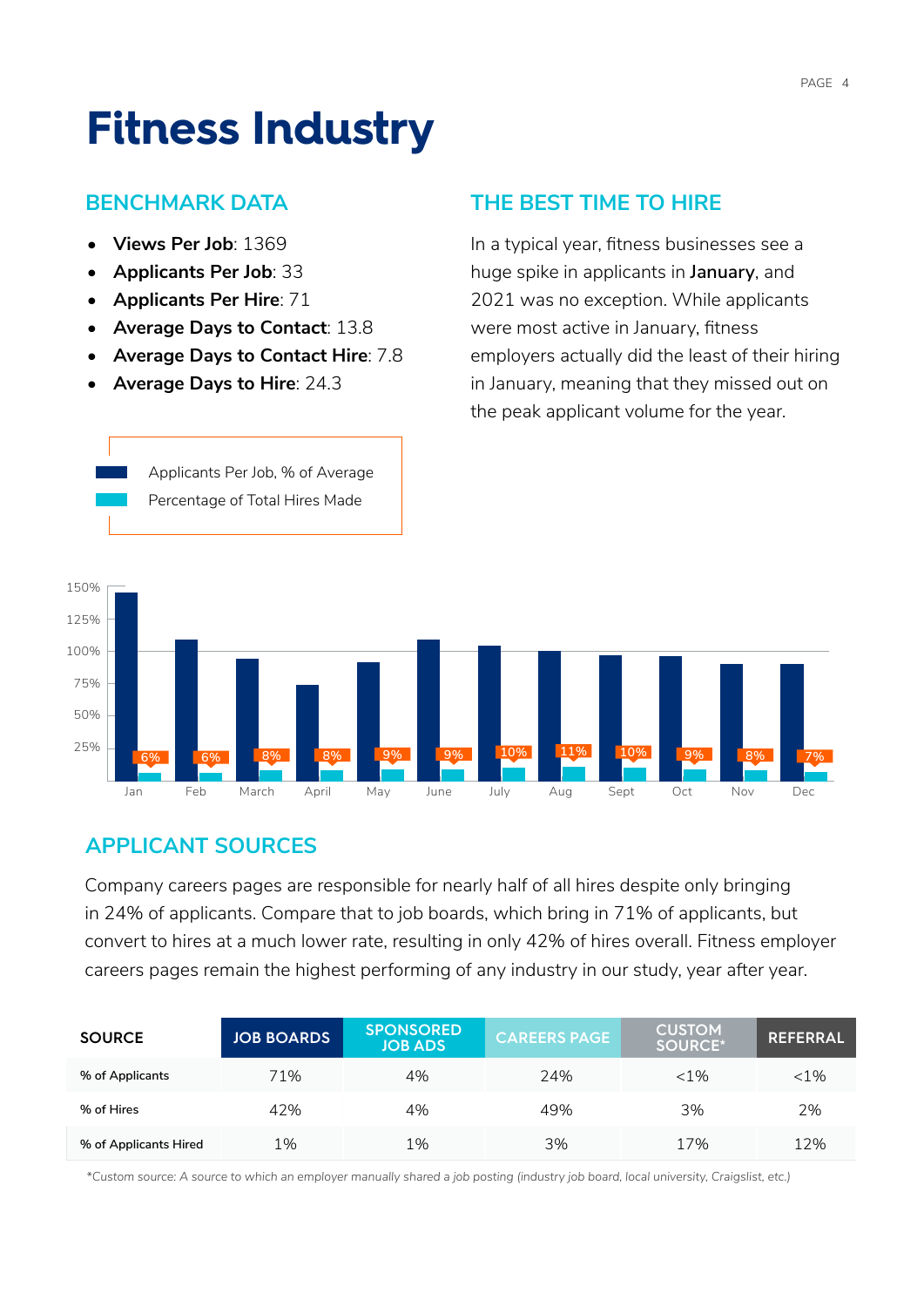# Fitness Industry

## BENCHMARK DATA

- **Views Per Job**: 1369
- **Applicants Per Job**: 33
- **Applicants Per Hire**: 71
- **Average Days to Contact**: 13.8
- **Average Days to Contact Hire**: 7.8
- **Average Days to Hire**: 24.3

## THE BEST TIME TO HIRE

In a typical year, fitness businesses see a huge spike in applicants in **January**, and 2021 was no exception. While applicants were most active in January, fitness employers actually did the least of their hiring in January, meaning that they missed out on the peak applicant volume for the year.

Applicants Per Job, % of Average
Percentage of Total Hires Made

| Month | Percentage of Total Hires Made |
|---|---|
| Jan | 6% |
| Feb | 6% |
| March | 8% |
| April | 8% |
| May | 9% |
| June | 9% |
| July | 10% |
| Aug | 11% |
| Sept | 10% |
| Oct | 9% |
| Nov | 8% |
| Dec | 7% |

## APPLICANT SOURCES

Company careers pages are responsible for nearly half of all hires despite only bringing in 24% of applicants. Compare that to job boards, which bring in 71% of applicants, but convert to hires at a much lower rate, resulting in only 42% of hires overall. Fitness employer careers pages remain the highest performing of any industry in our study, year after year.

| SOURCE | JOB BOARDS | SPONSORED JOB ADS | CAREERS PAGE | CUSTOM SOURCE* | REFERRAL |
|---|---|---|---|---|---|
| % of Applicants | 71% | 4% | 24% | <1% | <1% |
| % of Hires | 42% | 4% | 49% | 3% | 2% |
| % of Applicants Hired | 1% | 1% | 3% | 17% | 12% |

*Custom source: A source to which an employer manually shared a job posting (industry job board, local university, Craigslist, etc.)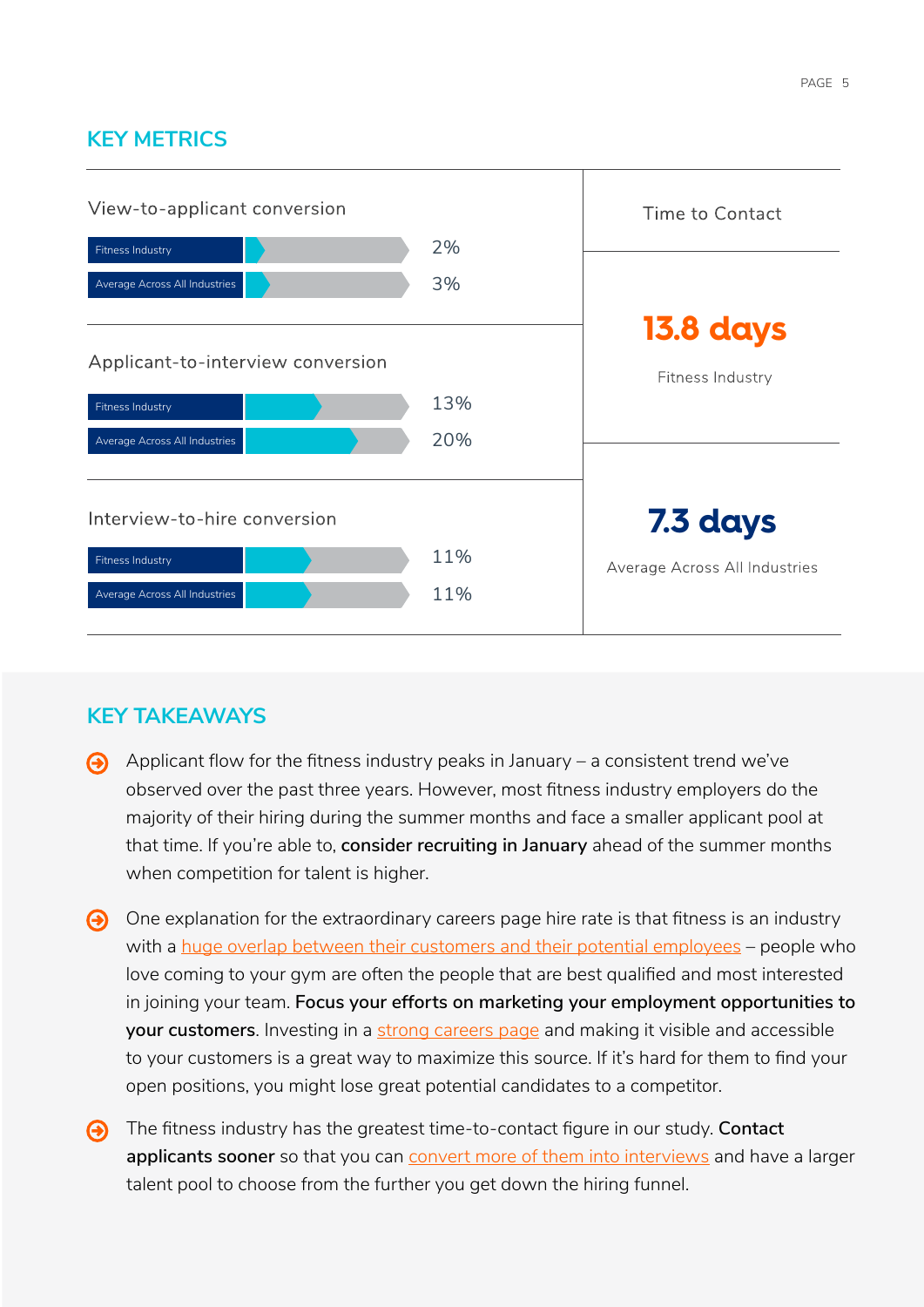## KEY METRICS

### View-to-applicant conversion

| | |
|---|---|
| Fitness Industry | 2% |
| Average Across All Industries | 3% |

### Applicant-to-interview conversion

| | |
|---|---|
| Fitness Industry | 13% |
| Average Across All Industries | 20% |

### Interview-to-hire conversion

| | |
|---|---|
| Fitness Industry | 11% |
| Average Across All Industries | 11% |

### Time to Contact

**13.8 days**

Fitness Industry

**7.3 days**

Average Across All Industries

## KEY TAKEAWAYS

- Applicant flow for the fitness industry peaks in January – a consistent trend we've observed over the past three years. However, most fitness industry employers do the majority of their hiring during the summer months and face a smaller applicant pool at that time. If you're able to, **consider recruiting in January** ahead of the summer months when competition for talent is higher.

- One explanation for the extraordinary careers page hire rate is that fitness is an industry with a huge overlap between their customers and their potential employees – people who love coming to your gym are often the people that are best qualified and most interested in joining your team. **Focus your efforts on marketing your employment opportunities to your customers**. Investing in a strong careers page and making it visible and accessible to your customers is a great way to maximize this source. If it's hard for them to find your open positions, you might lose great potential candidates to a competitor.

- The fitness industry has the greatest time-to-contact figure in our study. **Contact applicants sooner** so that you can convert more of them into interviews and have a larger talent pool to choose from the further you get down the hiring funnel.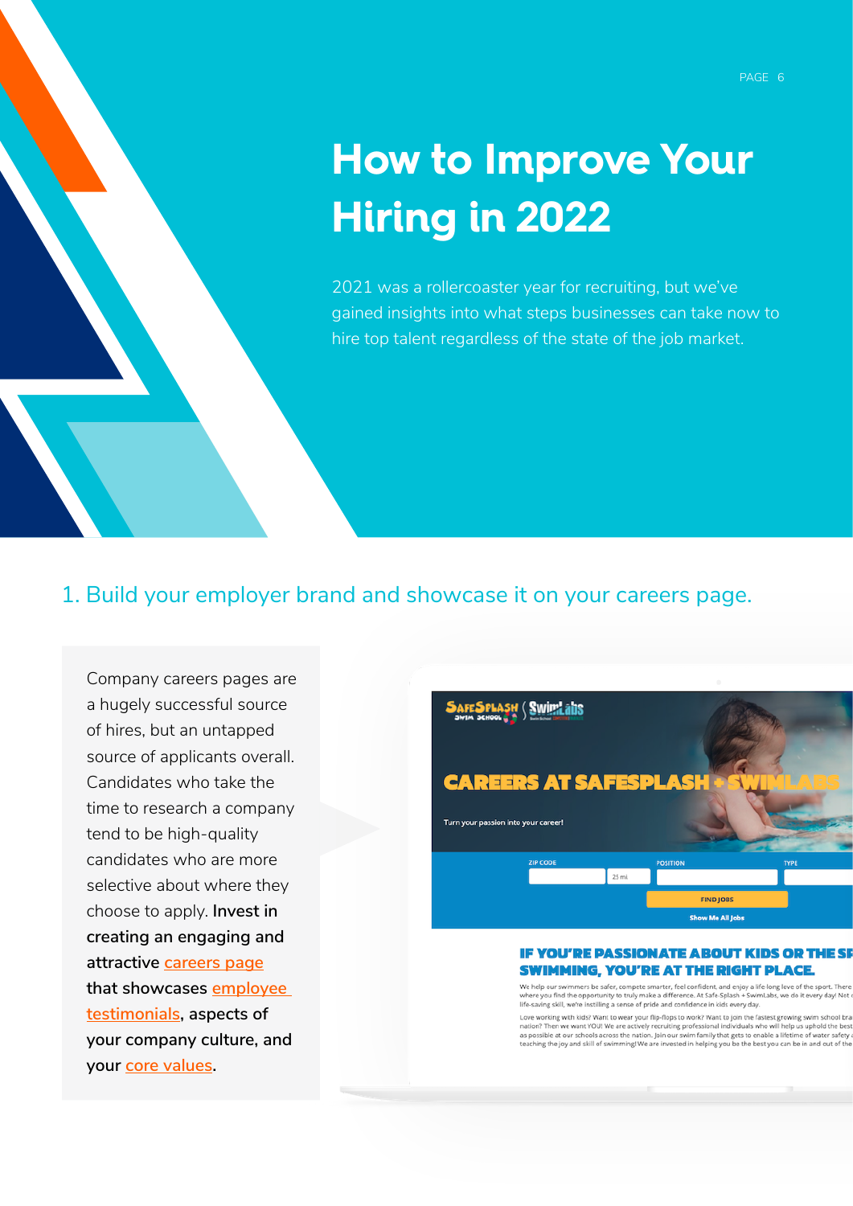# How to Improve Your Hiring in 2022

2021 was a rollercoaster year for recruiting, but we've gained insights into what steps businesses can take now to hire top talent regardless of the state of the job market.

## 1. Build your employer brand and showcase it on your careers page.

Company careers pages are a hugely successful source of hires, but an untapped source of applicants overall. Candidates who take the time to research a company tend to be high-quality candidates who are more selective about where they choose to apply. **Invest in creating an engaging and attractive careers page that showcases employee testimonials, aspects of your company culture, and your core values.**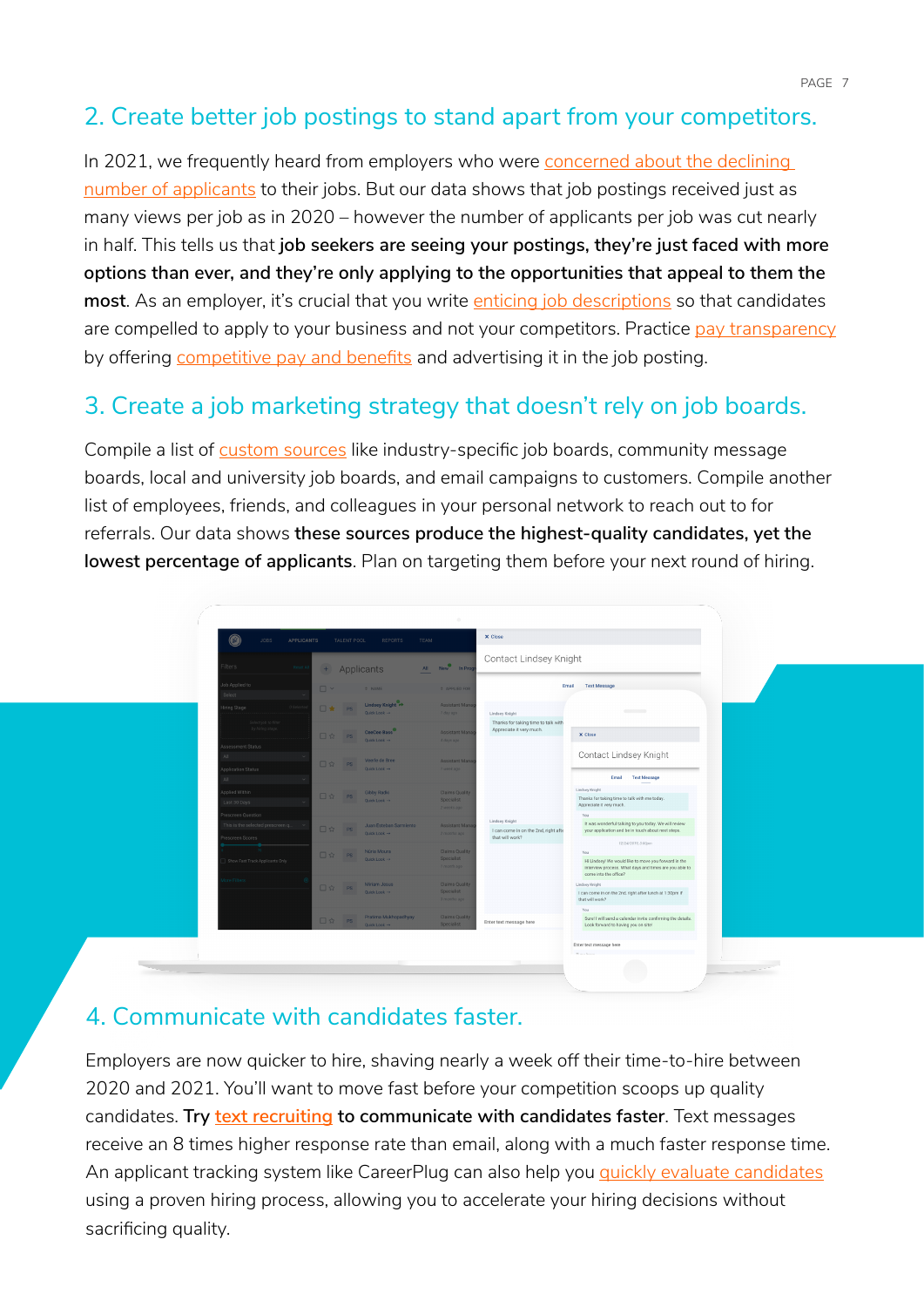## 2. Create better job postings to stand apart from your competitors.

In 2021, we frequently heard from employers who were concerned about the declining number of applicants to their jobs. But our data shows that job postings received just as many views per job as in 2020 – however the number of applicants per job was cut nearly in half. This tells us that **job seekers are seeing your postings, they're just faced with more options than ever, and they're only applying to the opportunities that appeal to them the most**. As an employer, it's crucial that you write enticing job descriptions so that candidates are compelled to apply to your business and not your competitors. Practice pay transparency by offering competitive pay and benefits and advertising it in the job posting.

## 3. Create a job marketing strategy that doesn't rely on job boards.

Compile a list of custom sources like industry-specific job boards, community message boards, local and university job boards, and email campaigns to customers. Compile another list of employees, friends, and colleagues in your personal network to reach out to for referrals. Our data shows **these sources produce the highest-quality candidates, yet the lowest percentage of applicants**. Plan on targeting them before your next round of hiring.

## 4. Communicate with candidates faster.

Employers are now quicker to hire, shaving nearly a week off their time-to-hire between 2020 and 2021. You'll want to move fast before your competition scoops up quality candidates. **Try text recruiting to communicate with candidates faster**. Text messages receive an 8 times higher response rate than email, along with a much faster response time. An applicant tracking system like CareerPlug can also help you quickly evaluate candidates using a proven hiring process, allowing you to accelerate your hiring decisions without sacrificing quality.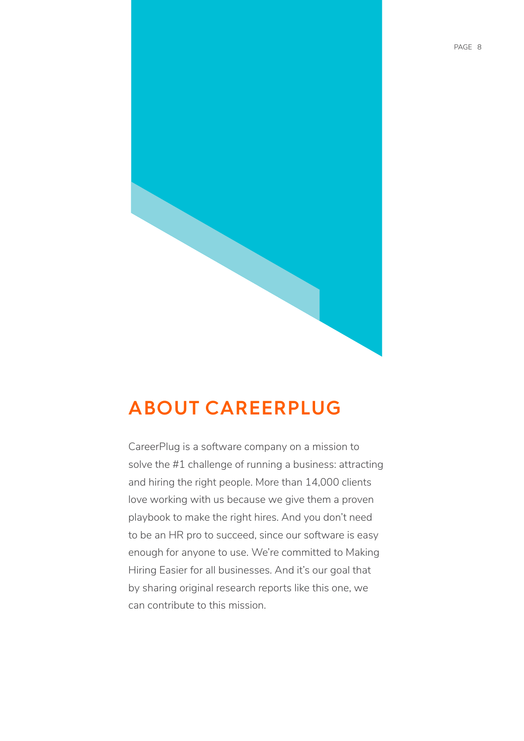# ABOUT CAREERPLUG

CareerPlug is a software company on a mission to solve the #1 challenge of running a business: attracting and hiring the right people. More than 14,000 clients love working with us because we give them a proven playbook to make the right hires. And you don't need to be an HR pro to succeed, since our software is easy enough for anyone to use. We're committed to Making Hiring Easier for all businesses. And it's our goal that by sharing original research reports like this one, we can contribute to this mission.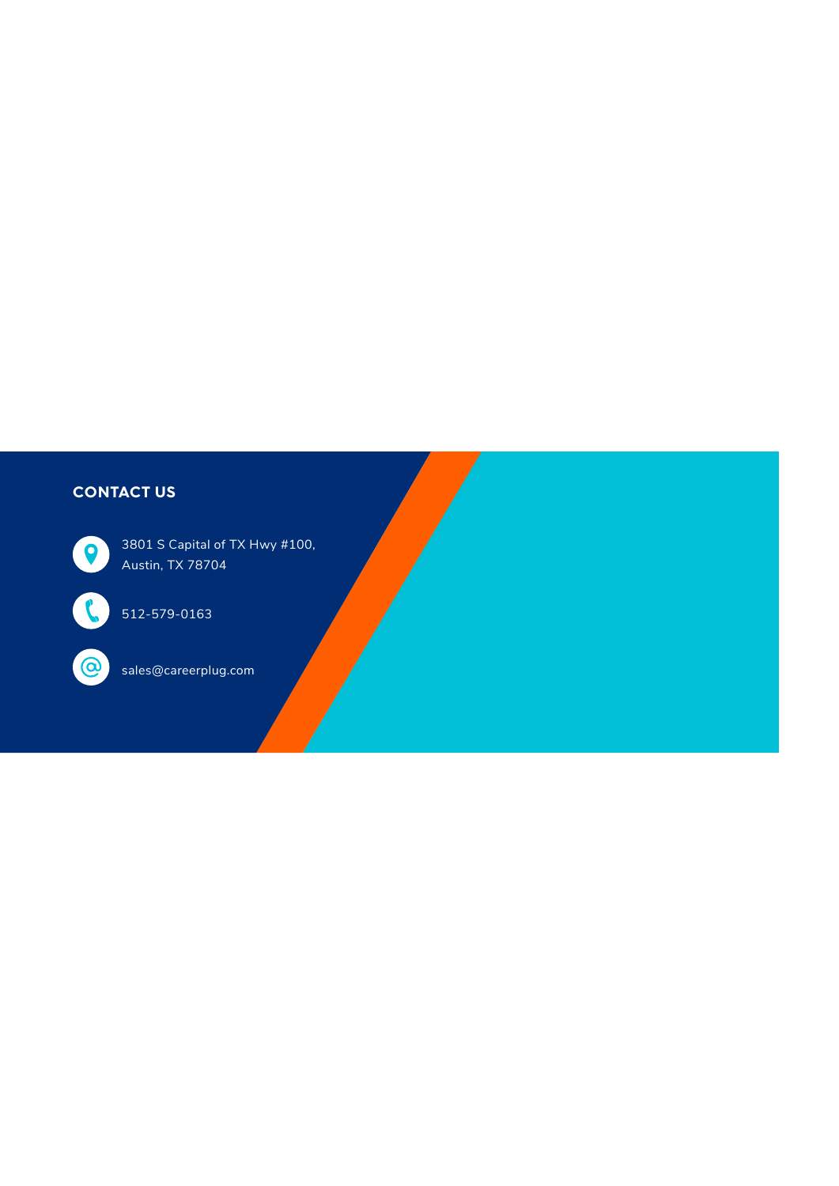## CONTACT US

3801 S Capital of TX Hwy #100,
Austin, TX 78704

512-579-0163

sales@careerplug.com